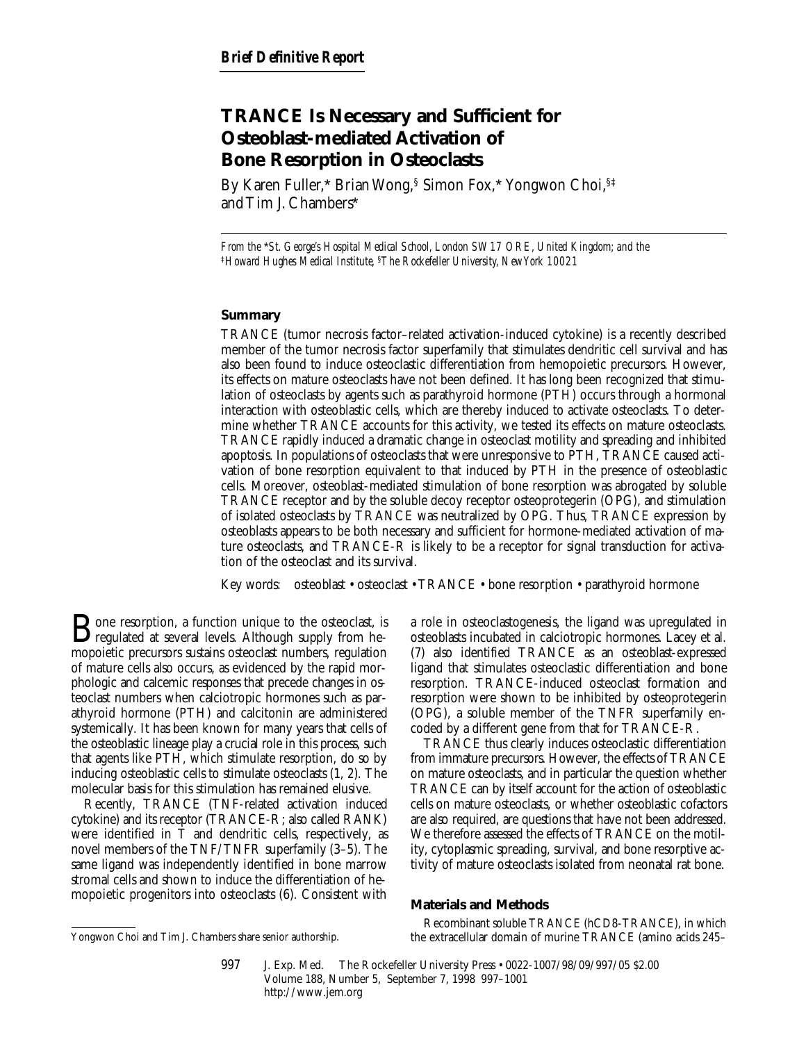*Brief Definitive Report*

# TRANCE Is Necessary and Sufficient for Osteoblast-mediated Activation of Bone Resorption in Osteoclasts

By Karen Fuller,* Brian Wong,§ Simon Fox,* Yongwon Choi,§‡ and Tim J. Chambers*

*From the \*St. George's Hospital Medical School, London SW17 ORE, United Kingdom; and the ‡Howard Hughes Medical Institute, §The Rockefeller University, New York 10021*

## Summary

TRANCE (tumor necrosis factor–related activation-induced cytokine) is a recently described member of the tumor necrosis factor superfamily that stimulates dendritic cell survival and has also been found to induce osteoclastic differentiation from hemopoietic precursors. However, its effects on mature osteoclasts have not been defined. It has long been recognized that stimulation of osteoclasts by agents such as parathyroid hormone (PTH) occurs through a hormonal interaction with osteoblastic cells, which are thereby induced to activate osteoclasts. To determine whether TRANCE accounts for this activity, we tested its effects on mature osteoclasts. TRANCE rapidly induced a dramatic change in osteoclast motility and spreading and inhibited apoptosis. In populations of osteoclasts that were unresponsive to PTH, TRANCE caused activation of bone resorption equivalent to that induced by PTH in the presence of osteoblastic cells. Moreover, osteoblast-mediated stimulation of bone resorption was abrogated by soluble TRANCE receptor and by the soluble decoy receptor osteoprotegerin (OPG), and stimulation of isolated osteoclasts by TRANCE was neutralized by OPG. Thus, TRANCE expression by osteoblasts appears to be both necessary and sufficient for hormone-mediated activation of mature osteoclasts, and TRANCE-R is likely to be a receptor for signal transduction for activation of the osteoclast and its survival.

Key words: osteoblast • osteoclast • TRANCE • bone resorption • parathyroid hormone

Bone resorption, a function unique to the osteoclast, is regulated at several levels. Although supply from hemopoietic precursors sustains osteoclast numbers, regulation of mature cells also occurs, as evidenced by the rapid morphologic and calcemic responses that precede changes in osteoclast numbers when calciotropic hormones such as parathyroid hormone (PTH) and calcitonin are administered systemically. It has been known for many years that cells of the osteoblastic lineage play a crucial role in this process, such that agents like PTH, which stimulate resorption, do so by inducing osteoblastic cells to stimulate osteoclasts (1, 2). The molecular basis for this stimulation has remained elusive.

Recently, TRANCE (TNF-related activation induced cytokine) and its receptor (TRANCE-R; also called RANK) were identified in T and dendritic cells, respectively, as novel members of the TNF/TNFR superfamily (3–5). The same ligand was independently identified in bone marrow stromal cells and shown to induce the differentiation of hemopoietic progenitors into osteoclasts (6). Consistent with a role in osteoclastogenesis, the ligand was upregulated in osteoblasts incubated in calciotropic hormones. Lacey et al. (7) also identified TRANCE as an osteoblast-expressed ligand that stimulates osteoclastic differentiation and bone resorption. TRANCE-induced osteoclast formation and resorption were shown to be inhibited by osteoprotegerin (OPG), a soluble member of the TNFR superfamily encoded by a different gene from that for TRANCE-R.

TRANCE thus clearly induces osteoclastic differentiation from immature precursors. However, the effects of TRANCE on mature osteoclasts, and in particular the question whether TRANCE can by itself account for the action of osteoblastic cells on mature osteoclasts, or whether osteoblastic cofactors are also required, are questions that have not been addressed. We therefore assessed the effects of TRANCE on the motility, cytoplasmic spreading, survival, and bone resorptive activity of mature osteoclasts isolated from neonatal rat bone.

## Materials and Methods

Recombinant soluble TRANCE (hCD8-TRANCE), in which the extracellular domain of murine TRANCE (amino acids 245–

Yongwon Choi and Tim J. Chambers share senior authorship.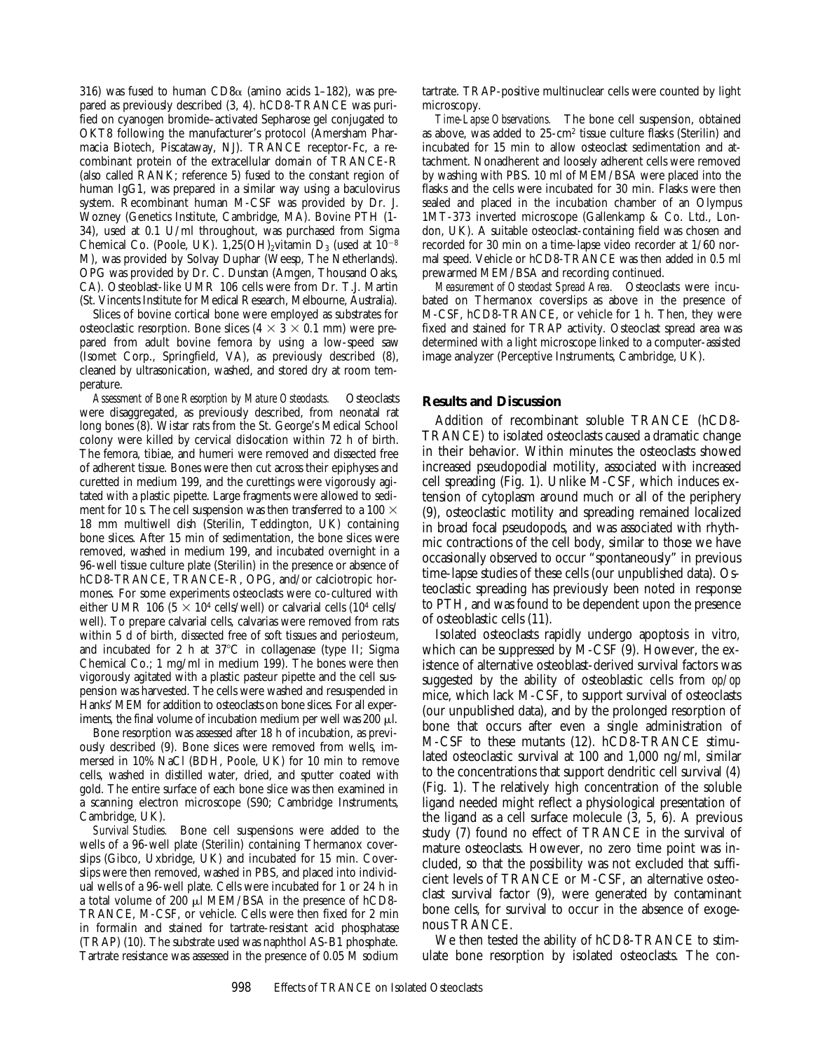316) was fused to human CD8α (amino acids 1–182), was prepared as previously described (3, 4). hCD8-TRANCE was purified on cyanogen bromide–activated Sepharose gel conjugated to OKT8 following the manufacturer's protocol (Amersham Pharmacia Biotech, Piscataway, NJ). TRANCE receptor-Fc, a recombinant protein of the extracellular domain of TRANCE-R (also called RANK; reference 5) fused to the constant region of human IgG1, was prepared in a similar way using a baculovirus system. Recombinant human M-CSF was provided by Dr. J. Wozney (Genetics Institute, Cambridge, MA). Bovine PTH (1-34), used at 0.1 U/ml throughout, was purchased from Sigma Chemical Co. (Poole, UK). 1,25$(OH)_2$vitamin $D_3$ (used at $10^{-8}$ M), was provided by Solvay Duphar (Weesp, The Netherlands). OPG was provided by Dr. C. Dunstan (Amgen, Thousand Oaks, CA). Osteoblast-like UMR 106 cells were from Dr. T.J. Martin (St. Vincents Institute for Medical Research, Melbourne, Australia).

Slices of bovine cortical bone were employed as substrates for osteoclastic resorption. Bone slices (4 × 3 × 0.1 mm) were prepared from adult bovine femora by using a low-speed saw (Isomet Corp., Springfield, VA), as previously described (8), cleaned by ultrasonication, washed, and stored dry at room temperature.

*Assessment of Bone Resorption by Mature Osteoclasts.* Osteoclasts were disaggregated, as previously described, from neonatal rat long bones (8). Wistar rats from the St. George's Medical School colony were killed by cervical dislocation within 72 h of birth. The femora, tibiae, and humeri were removed and dissected free of adherent tissue. Bones were then cut across their epiphyses and curetted in medium 199, and the curettings were vigorously agitated with a plastic pipette. Large fragments were allowed to sediment for 10 s. The cell suspension was then transferred to a 100 × 18 mm multiwell dish (Sterilin, Teddington, UK) containing bone slices. After 15 min of sedimentation, the bone slices were removed, washed in medium 199, and incubated overnight in a 96-well tissue culture plate (Sterilin) in the presence or absence of hCD8-TRANCE, TRANCE-R, OPG, and/or calciotropic hormones. For some experiments osteoclasts were co-cultured with either UMR 106 ($5 \times 10^4$ cells/well) or calvarial cells ($10^4$ cells/well). To prepare calvarial cells, calvarias were removed from rats within 5 d of birth, dissected free of soft tissues and periosteum, and incubated for 2 h at 37°C in collagenase (type II; Sigma Chemical Co.; 1 mg/ml in medium 199). The bones were then vigorously agitated with a plastic pasteur pipette and the cell suspension was harvested. The cells were washed and resuspended in Hanks' MEM for addition to osteoclasts on bone slices. For all experiments, the final volume of incubation medium per well was 200 μl.

Bone resorption was assessed after 18 h of incubation, as previously described (9). Bone slices were removed from wells, immersed in 10% NaCl (BDH, Poole, UK) for 10 min to remove cells, washed in distilled water, dried, and sputter coated with gold. The entire surface of each bone slice was then examined in a scanning electron microscope (S90; Cambridge Instruments, Cambridge, UK).

*Survival Studies.* Bone cell suspensions were added to the wells of a 96-well plate (Sterilin) containing Thermanox coverslips (Gibco, Uxbridge, UK) and incubated for 15 min. Coverslips were then removed, washed in PBS, and placed into individual wells of a 96-well plate. Cells were incubated for 1 or 24 h in a total volume of 200 μl MEM/BSA in the presence of hCD8-TRANCE, M-CSF, or vehicle. Cells were then fixed for 2 min in formalin and stained for tartrate-resistant acid phosphatase (TRAP) (10). The substrate used was naphthol AS-B1 phosphate. Tartrate resistance was assessed in the presence of 0.05 M sodium tartrate. TRAP-positive multinuclear cells were counted by light microscopy.

*Time-Lapse Observations.* The bone cell suspension, obtained as above, was added to 25-$cm^2$ tissue culture flasks (Sterilin) and incubated for 15 min to allow osteoclast sedimentation and attachment. Nonadherent and loosely adherent cells were removed by washing with PBS. 10 ml of MEM/BSA were placed into the flasks and the cells were incubated for 30 min. Flasks were then sealed and placed in the incubation chamber of an Olympus 1MT-373 inverted microscope (Gallenkamp & Co. Ltd., London, UK). A suitable osteoclast-containing field was chosen and recorded for 30 min on a time-lapse video recorder at 1/60 normal speed. Vehicle or hCD8-TRANCE was then added in 0.5 ml prewarmed MEM/BSA and recording continued.

*Measurement of Osteoclast Spread Area.* Osteoclasts were incubated on Thermanox coverslips as above in the presence of M-CSF, hCD8-TRANCE, or vehicle for 1 h. Then, they were fixed and stained for TRAP activity. Osteoclast spread area was determined with a light microscope linked to a computer-assisted image analyzer (Perceptive Instruments, Cambridge, UK).

## Results and Discussion

Addition of recombinant soluble TRANCE (hCD8-TRANCE) to isolated osteoclasts caused a dramatic change in their behavior. Within minutes the osteoclasts showed increased pseudopodial motility, associated with increased cell spreading (Fig. 1). Unlike M-CSF, which induces extension of cytoplasm around much or all of the periphery (9), osteoclastic motility and spreading remained localized in broad focal pseudopods, and was associated with rhythmic contractions of the cell body, similar to those we have occasionally observed to occur "spontaneously" in previous time-lapse studies of these cells (our unpublished data). Osteoclastic spreading has previously been noted in response to PTH, and was found to be dependent upon the presence of osteoblastic cells (11).

Isolated osteoclasts rapidly undergo apoptosis in vitro, which can be suppressed by M-CSF (9). However, the existence of alternative osteoblast-derived survival factors was suggested by the ability of osteoblastic cells from *op/op* mice, which lack M-CSF, to support survival of osteoclasts (our unpublished data), and by the prolonged resorption of bone that occurs after even a single administration of M-CSF to these mutants (12). hCD8-TRANCE stimulated osteoclastic survival at 100 and 1,000 ng/ml, similar to the concentrations that support dendritic cell survival (4) (Fig. 1). The relatively high concentration of the soluble ligand needed might reflect a physiological presentation of the ligand as a cell surface molecule (3, 5, 6). A previous study (7) found no effect of TRANCE in the survival of mature osteoclasts. However, no zero time point was included, so that the possibility was not excluded that sufficient levels of TRANCE or M-CSF, an alternative osteoclast survival factor (9), were generated by contaminant bone cells, for survival to occur in the absence of exogenous TRANCE.

We then tested the ability of hCD8-TRANCE to stimulate bone resorption by isolated osteoclasts. The con-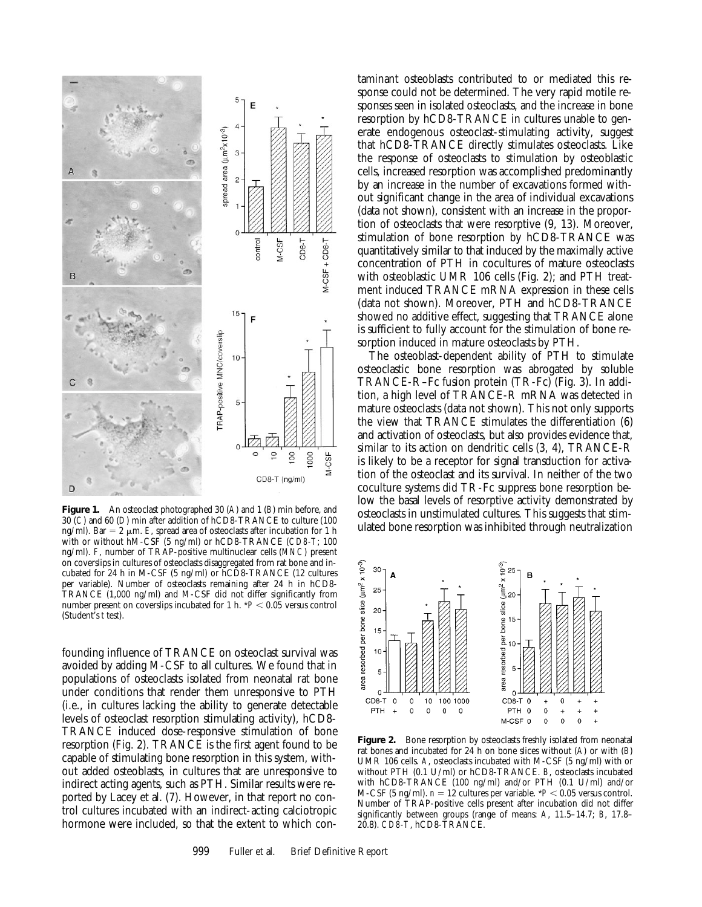**Figure 1.** An osteoclast photographed 30 (*A*) and 1 (*B*) min before, and 30 (*C*) and 60 (*D*) min after addition of hCD8-TRANCE to culture (100 ng/ml). Bar = 2 μm. *E*, spread area of osteoclasts after incubation for 1 h with or without hM-CSF (5 ng/ml) or hCD8-TRANCE (*CD8-T*; 100 ng/ml). *F*, number of TRAP-positive multinuclear cells (*MNC*) present on coverslips in cultures of osteoclasts disaggregated from rat bone and incubated for 24 h in M-CSF (5 ng/ml) or hCD8-TRANCE (12 cultures per variable). Number of osteoclasts remaining after 24 h in hCD8-TRANCE (1,000 ng/ml) and M-CSF did not differ significantly from number present on coverslips incubated for 1 h. $^{*}P < 0.05$ versus control (Student's *t* test).

founding influence of TRANCE on osteoclast survival was avoided by adding M-CSF to all cultures. We found that in populations of osteoclasts isolated from neonatal rat bone under conditions that render them unresponsive to PTH (i.e., in cultures lacking the ability to generate detectable levels of osteoclast resorption stimulating activity), hCD8-TRANCE induced dose-responsive stimulation of bone resorption (Fig. 2). TRANCE is the first agent found to be capable of stimulating bone resorption in this system, without added osteoblasts, in cultures that are unresponsive to indirect acting agents, such as PTH. Similar results were reported by Lacey et al. (7). However, in that report no control cultures incubated with an indirect-acting calciotropic hormone were included, so that the extent to which contaminant osteoblasts contributed to or mediated this response could not be determined. The very rapid motile responses seen in isolated osteoclasts, and the increase in bone resorption by hCD8-TRANCE in cultures unable to generate endogenous osteoclast-stimulating activity, suggest that hCD8-TRANCE directly stimulates osteoclasts. Like the response of osteoclasts to stimulation by osteoblastic cells, increased resorption was accomplished predominantly by an increase in the number of excavations formed without significant change in the area of individual excavations (data not shown), consistent with an increase in the proportion of osteoclasts that were resorptive (9, 13). Moreover, stimulation of bone resorption by hCD8-TRANCE was quantitatively similar to that induced by the maximally active concentration of PTH in cocultures of mature osteoclasts with osteoblastic UMR 106 cells (Fig. 2); and PTH treatment induced TRANCE mRNA expression in these cells (data not shown). Moreover, PTH and hCD8-TRANCE showed no additive effect, suggesting that TRANCE alone is sufficient to fully account for the stimulation of bone resorption induced in mature osteoclasts by PTH.

The osteoblast-dependent ability of PTH to stimulate osteoclastic bone resorption was abrogated by soluble TRANCE-R–Fc fusion protein (TR-Fc) (Fig. 3). In addition, a high level of TRANCE-R mRNA was detected in mature osteoclasts (data not shown). This not only supports the view that TRANCE stimulates the differentiation (6) and activation of osteoclasts, but also provides evidence that, similar to its action on dendritic cells (3, 4), TRANCE-R is likely to be a receptor for signal transduction for activation of the osteoclast and its survival. In neither of the two coculture systems did TR-Fc suppress bone resorption below the basal levels of resorptive activity demonstrated by osteoclasts in unstimulated cultures. This suggests that stimulated bone resorption was inhibited through neutralization

**Figure 2.** Bone resorption by osteoclasts freshly isolated from neonatal rat bones and incubated for 24 h on bone slices without (*A*) or with (*B*) UMR 106 cells. *A*, osteoclasts incubated with M-CSF (5 ng/ml) with or without PTH (0.1 U/ml) or hCD8-TRANCE. *B*, osteoclasts incubated with hCD8-TRANCE (100 ng/ml) and/or PTH (0.1 U/ml) and/or M-CSF (5 ng/ml). $n = 12$ cultures per variable. $^{*}P < 0.05$ versus control. Number of TRAP-positive cells present after incubation did not differ significantly between groups (range of means: *A*, 11.5–14.7; *B*, 17.8–20.8). *CD8-T*, hCD8-TRANCE.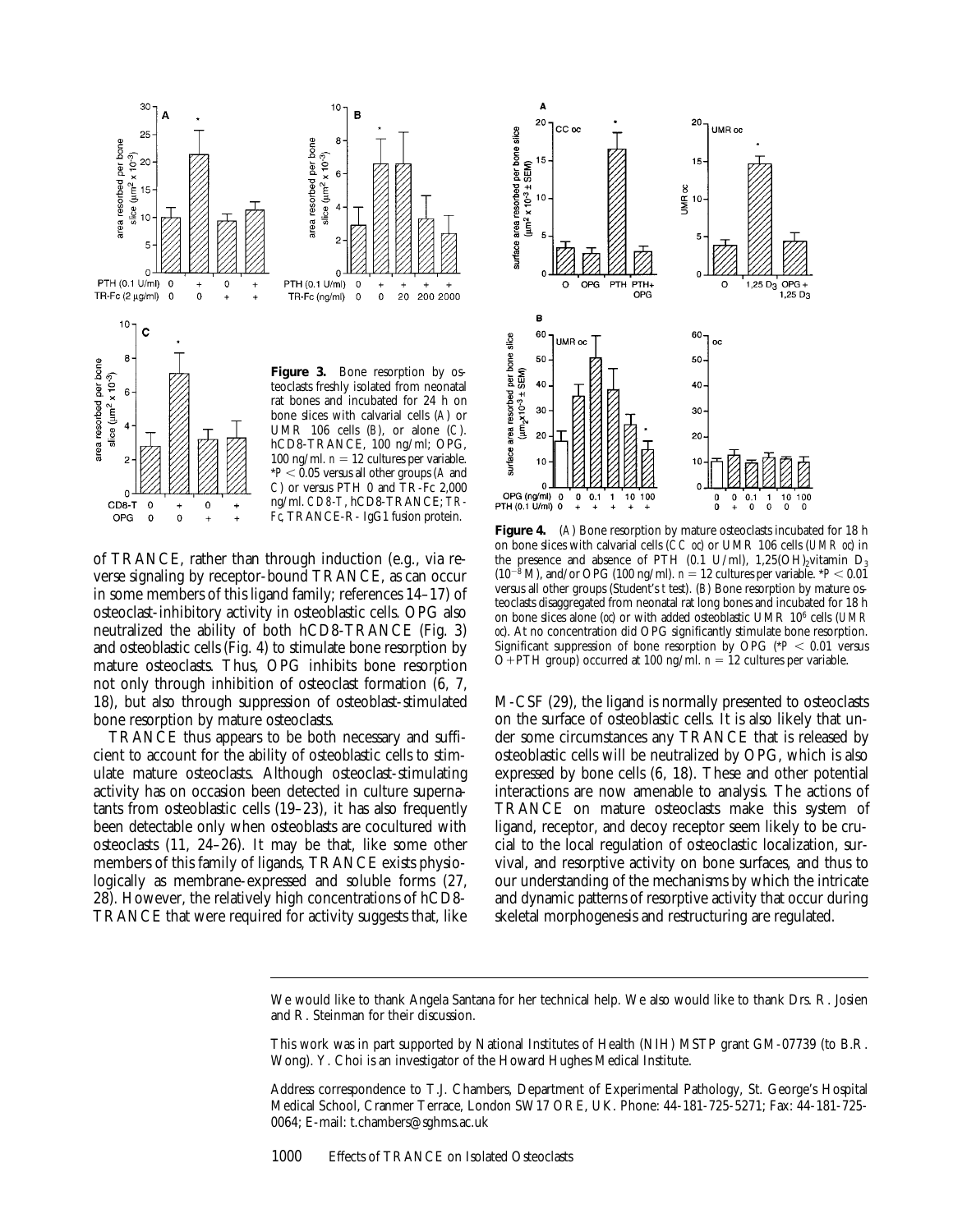**Figure 3.** Bone resorption by osteoclasts freshly isolated from neonatal rat bones and incubated for 24 h on bone slices with calvarial cells (*A*) or UMR 106 cells (*B*), or alone (*C*). hCD8-TRANCE, 100 ng/ml; OPG, 100 ng/ml. $n = 12$ cultures per variable. *$P < 0.05$ versus all other groups (*A* and *C*) or versus PTH 0 and TR-Fc 2,000 ng/ml. *CD8-T*, hCD8-TRANCE; *TR-Fc*, TRANCE-R- IgG1 fusion protein.

**Figure 4.** (*A*) Bone resorption by mature osteoclasts incubated for 18 h on bone slices with calvarial cells (*CC oc*) or UMR 106 cells (*UMR oc*) in the presence and absence of PTH (0.1 U/ml), 1,25(OH)$_2$vitamin D$_3$ ($10^{-8}$ M), and/or OPG (100 ng/ml). $n = 12$ cultures per variable. *$P < 0.01$ versus all other groups (Student's *t* test). (*B*) Bone resorption by mature osteoclasts disaggregated from neonatal rat long bones and incubated for 18 h on bone slices alone (*oc*) or with added osteoblastic UMR $10^6$ cells (*UMR oc*). At no concentration did OPG significantly stimulate bone resorption. Significant suppression of bone resorption by OPG (*$P < 0.01$ versus O+PTH group) occurred at 100 ng/ml. $n = 12$ cultures per variable.

of TRANCE, rather than through induction (e.g., via reverse signaling by receptor-bound TRANCE, as can occur in some members of this ligand family; references 14–17) of osteoclast-inhibitory activity in osteoblastic cells. OPG also neutralized the ability of both hCD8-TRANCE (Fig. 3) and osteoblastic cells (Fig. 4) to stimulate bone resorption by mature osteoclasts. Thus, OPG inhibits bone resorption not only through inhibition of osteoclast formation (6, 7, 18), but also through suppression of osteoblast-stimulated bone resorption by mature osteoclasts.

TRANCE thus appears to be both necessary and sufficient to account for the ability of osteoblastic cells to stimulate mature osteoclasts. Although osteoclast-stimulating activity has on occasion been detected in culture supernatants from osteoblastic cells (19–23), it has also frequently been detectable only when osteoblasts are cocultured with osteoclasts (11, 24–26). It may be that, like some other members of this family of ligands, TRANCE exists physiologically as membrane-expressed and soluble forms (27, 28). However, the relatively high concentrations of hCD8-TRANCE that were required for activity suggests that, like M-CSF (29), the ligand is normally presented to osteoclasts on the surface of osteoblastic cells. It is also likely that under some circumstances any TRANCE that is released by osteoblastic cells will be neutralized by OPG, which is also expressed by bone cells (6, 18). These and other potential interactions are now amenable to analysis. The actions of TRANCE on mature osteoclasts make this system of ligand, receptor, and decoy receptor seem likely to be crucial to the local regulation of osteoclastic localization, survival, and resorptive activity on bone surfaces, and thus to our understanding of the mechanisms by which the intricate and dynamic patterns of resorptive activity that occur during skeletal morphogenesis and restructuring are regulated.

---

We would like to thank Angela Santana for her technical help. We also would like to thank Drs. R. Josien and R. Steinman for their discussion.

This work was in part supported by National Institutes of Health (NIH) MSTP grant GM-07739 (to B.R. Wong). Y. Choi is an investigator of the Howard Hughes Medical Institute.

Address correspondence to T.J. Chambers, Department of Experimental Pathology, St. George's Hospital Medical School, Cranmer Terrace, London SW17 ORE, UK. Phone: 44-181-725-5271; Fax: 44-181-725-0064; E-mail: t.chambers@sghms.ac.uk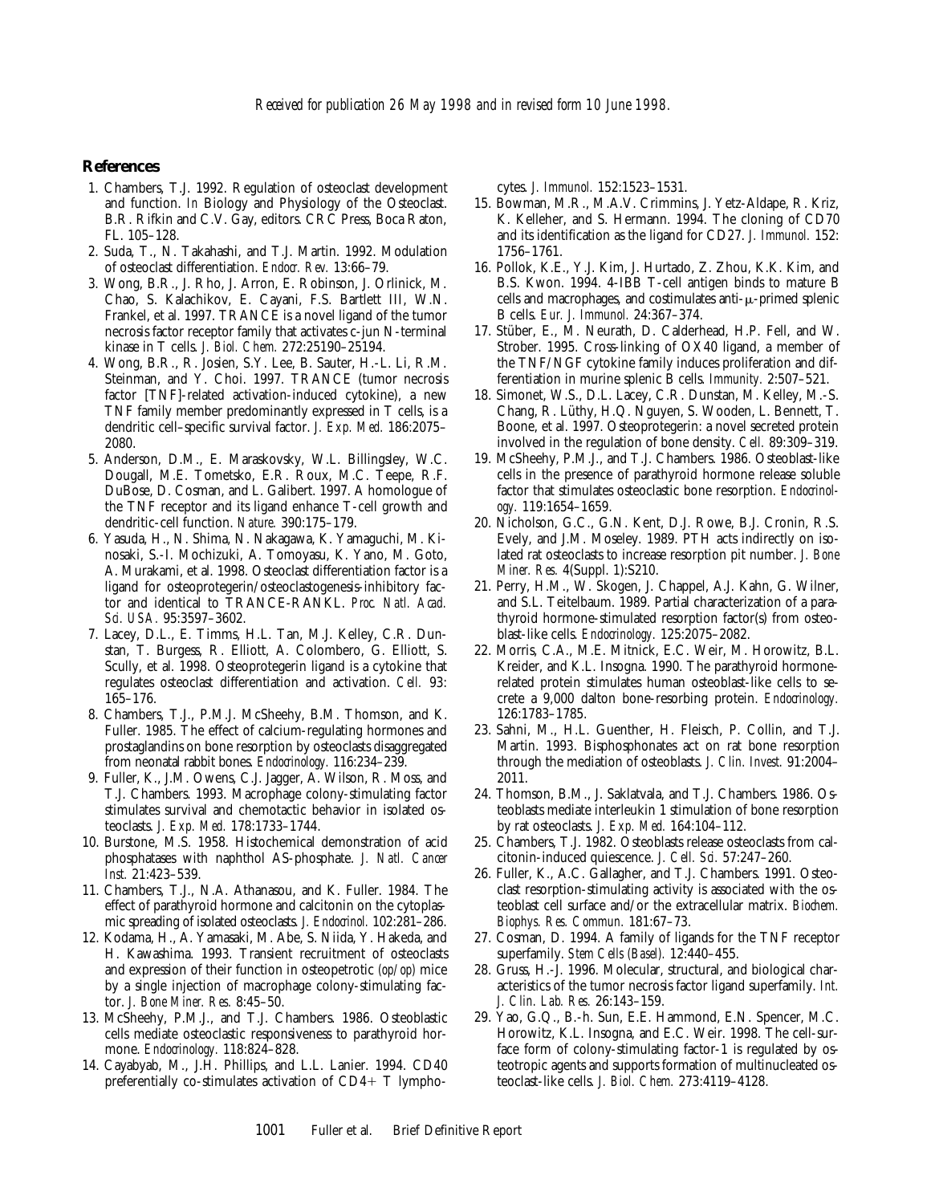*Received for publication 26 May 1998 and in revised form 10 June 1998.*

## References

1. Chambers, T.J. 1992. Regulation of osteoclast development and function. *In* Biology and Physiology of the Osteoclast. B.R. Rifkin and C.V. Gay, editors. CRC Press, Boca Raton, FL. 105–128.
2. Suda, T., N. Takahashi, and T.J. Martin. 1992. Modulation of osteoclast differentiation. *Endocr. Rev.* 13:66–79.
3. Wong, B.R., J. Rho, J. Arron, E. Robinson, J. Orlinick, M. Chao, S. Kalachikov, E. Cayani, F.S. Bartlett III, W.N. Frankel, et al. 1997. TRANCE is a novel ligand of the tumor necrosis factor receptor family that activates c-jun N-terminal kinase in T cells. *J. Biol. Chem.* 272:25190–25194.
4. Wong, B.R., R. Josien, S.Y. Lee, B. Sauter, H.-L. Li, R.M. Steinman, and Y. Choi. 1997. TRANCE (tumor necrosis factor [TNF]-related activation-induced cytokine), a new TNF family member predominantly expressed in T cells, is a dendritic cell–specific survival factor. *J. Exp. Med.* 186:2075–2080.
5. Anderson, D.M., E. Maraskovsky, W.L. Billingsley, W.C. Dougall, M.E. Tometsko, E.R. Roux, M.C. Teepe, R.F. DuBose, D. Cosman, and L. Galibert. 1997. A homologue of the TNF receptor and its ligand enhance T-cell growth and dendritic-cell function. *Nature.* 390:175–179.
6. Yasuda, H., N. Shima, N. Nakagawa, K. Yamaguchi, M. Kinosaki, S.-I. Mochizuki, A. Tomoyasu, K. Yano, M. Goto, A. Murakami, et al. 1998. Osteoclast differentiation factor is a ligand for osteoprotegerin/osteoclastogenesis-inhibitory factor and identical to TRANCE-RANKL. *Proc. Natl. Acad. Sci. USA.* 95:3597–3602.
7. Lacey, D.L., E. Timms, H.L. Tan, M.J. Kelley, C.R. Dunstan, T. Burgess, R. Elliott, A. Colombero, G. Elliott, S. Scully, et al. 1998. Osteoprotegerin ligand is a cytokine that regulates osteoclast differentiation and activation. *Cell.* 93: 165–176.
8. Chambers, T.J., P.M.J. McSheehy, B.M. Thomson, and K. Fuller. 1985. The effect of calcium-regulating hormones and prostaglandins on bone resorption by osteoclasts disaggregated from neonatal rabbit bones. *Endocrinology.* 116:234–239.
9. Fuller, K., J.M. Owens, C.J. Jagger, A. Wilson, R. Moss, and T.J. Chambers. 1993. Macrophage colony-stimulating factor stimulates survival and chemotactic behavior in isolated osteoclasts. *J. Exp. Med.* 178:1733–1744.
10. Burstone, M.S. 1958. Histochemical demonstration of acid phosphatases with naphthol AS-phosphate. *J. Natl. Cancer Inst.* 21:423–539.
11. Chambers, T.J., N.A. Athanasou, and K. Fuller. 1984. The effect of parathyroid hormone and calcitonin on the cytoplasmic spreading of isolated osteoclasts. *J. Endocrinol.* 102:281–286.
12. Kodama, H., A. Yamasaki, M. Abe, S. Niida, Y. Hakeda, and H. Kawashima. 1993. Transient recruitment of osteoclasts and expression of their function in osteopetrotic *(op/op)* mice by a single injection of macrophage colony-stimulating factor. *J. Bone Miner. Res.* 8:45–50.
13. McSheehy, P.M.J., and T.J. Chambers. 1986. Osteoblastic cells mediate osteoclastic responsiveness to parathyroid hormone. *Endocrinology.* 118:824–828.
14. Cayabyab, M., J.H. Phillips, and L.L. Lanier. 1994. CD40 preferentially co-stimulates activation of CD4+ T lymphocytes. *J. Immunol.* 152:1523–1531.
15. Bowman, M.R., M.A.V. Crimmins, J. Yetz-Aldape, R. Kriz, K. Kelleher, and S. Hermann. 1994. The cloning of CD70 and its identification as the ligand for CD27. *J. Immunol.* 152: 1756–1761.
16. Pollok, K.E., Y.J. Kim, J. Hurtado, Z. Zhou, K.K. Kim, and B.S. Kwon. 1994. 4-IBB T-cell antigen binds to mature B cells and macrophages, and costimulates anti-μ-primed splenic B cells. *Eur. J. Immunol.* 24:367–374.
17. Stüber, E., M. Neurath, D. Calderhead, H.P. Fell, and W. Strober. 1995. Cross-linking of OX40 ligand, a member of the TNF/NGF cytokine family induces proliferation and differentiation in murine splenic B cells. *Immunity.* 2:507–521.
18. Simonet, W.S., D.L. Lacey, C.R. Dunstan, M. Kelley, M.-S. Chang, R. Lüthy, H.Q. Nguyen, S. Wooden, L. Bennett, T. Boone, et al. 1997. Osteoprotegerin: a novel secreted protein involved in the regulation of bone density. *Cell.* 89:309–319.
19. McSheehy, P.M.J., and T.J. Chambers. 1986. Osteoblast-like cells in the presence of parathyroid hormone release soluble factor that stimulates osteoclastic bone resorption. *Endocrinology.* 119:1654–1659.
20. Nicholson, G.C., G.N. Kent, D.J. Rowe, B.J. Cronin, R.S. Evely, and J.M. Moseley. 1989. PTH acts indirectly on isolated rat osteoclasts to increase resorption pit number. *J. Bone Miner. Res.* 4(Suppl. 1):S210.
21. Perry, H.M., W. Skogen, J. Chappel, A.J. Kahn, G. Wilner, and S.L. Teitelbaum. 1989. Partial characterization of a parathyroid hormone-stimulated resorption factor(s) from osteoblast-like cells. *Endocrinology.* 125:2075–2082.
22. Morris, C.A., M.E. Mitnick, E.C. Weir, M. Horowitz, B.L. Kreider, and K.L. Insogna. 1990. The parathyroid hormone-related protein stimulates human osteoblast-like cells to secrete a 9,000 dalton bone-resorbing protein. *Endocrinology.* 126:1783–1785.
23. Sahni, M., H.L. Guenther, H. Fleisch, P. Collin, and T.J. Martin. 1993. Bisphosphonates act on rat bone resorption through the mediation of osteoblasts. *J. Clin. Invest.* 91:2004–2011.
24. Thomson, B.M., J. Saklatvala, and T.J. Chambers. 1986. Osteoblasts mediate interleukin 1 stimulation of bone resorption by rat osteoclasts. *J. Exp. Med.* 164:104–112.
25. Chambers, T.J. 1982. Osteoblasts release osteoclasts from calcitonin-induced quiescence. *J. Cell. Sci.* 57:247–260.
26. Fuller, K., A.C. Gallagher, and T.J. Chambers. 1991. Osteoclast resorption-stimulating activity is associated with the osteoblast cell surface and/or the extracellular matrix. *Biochem. Biophys. Res. Commun.* 181:67–73.
27. Cosman, D. 1994. A family of ligands for the TNF receptor superfamily. *Stem Cells (Basel).* 12:440–455.
28. Gruss, H.-J. 1996. Molecular, structural, and biological characteristics of the tumor necrosis factor ligand superfamily. *Int. J. Clin. Lab. Res.* 26:143–159.
29. Yao, G.Q., B.-h. Sun, E.E. Hammond, E.N. Spencer, M.C. Horowitz, K.L. Insogna, and E.C. Weir. 1998. The cell-surface form of colony-stimulating factor-1 is regulated by osteotropic agents and supports formation of multinucleated osteoclast-like cells. *J. Biol. Chem.* 273:4119–4128.